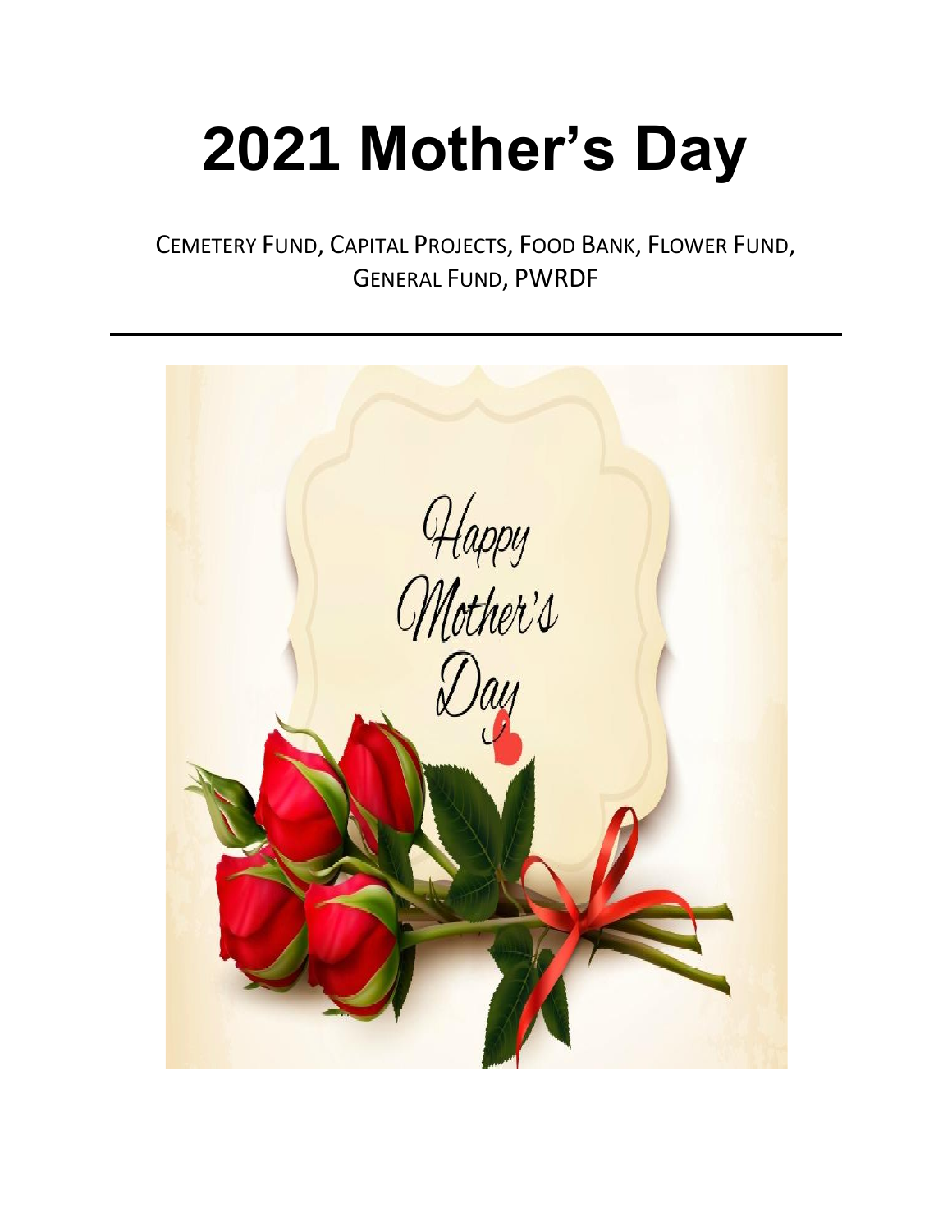# 2021 Mother's Day

CEMETERY FUND, CAPITAL PROJECTS, FOOD BANK, FLOWER FUND, GENERAL FUND, PWRDF

---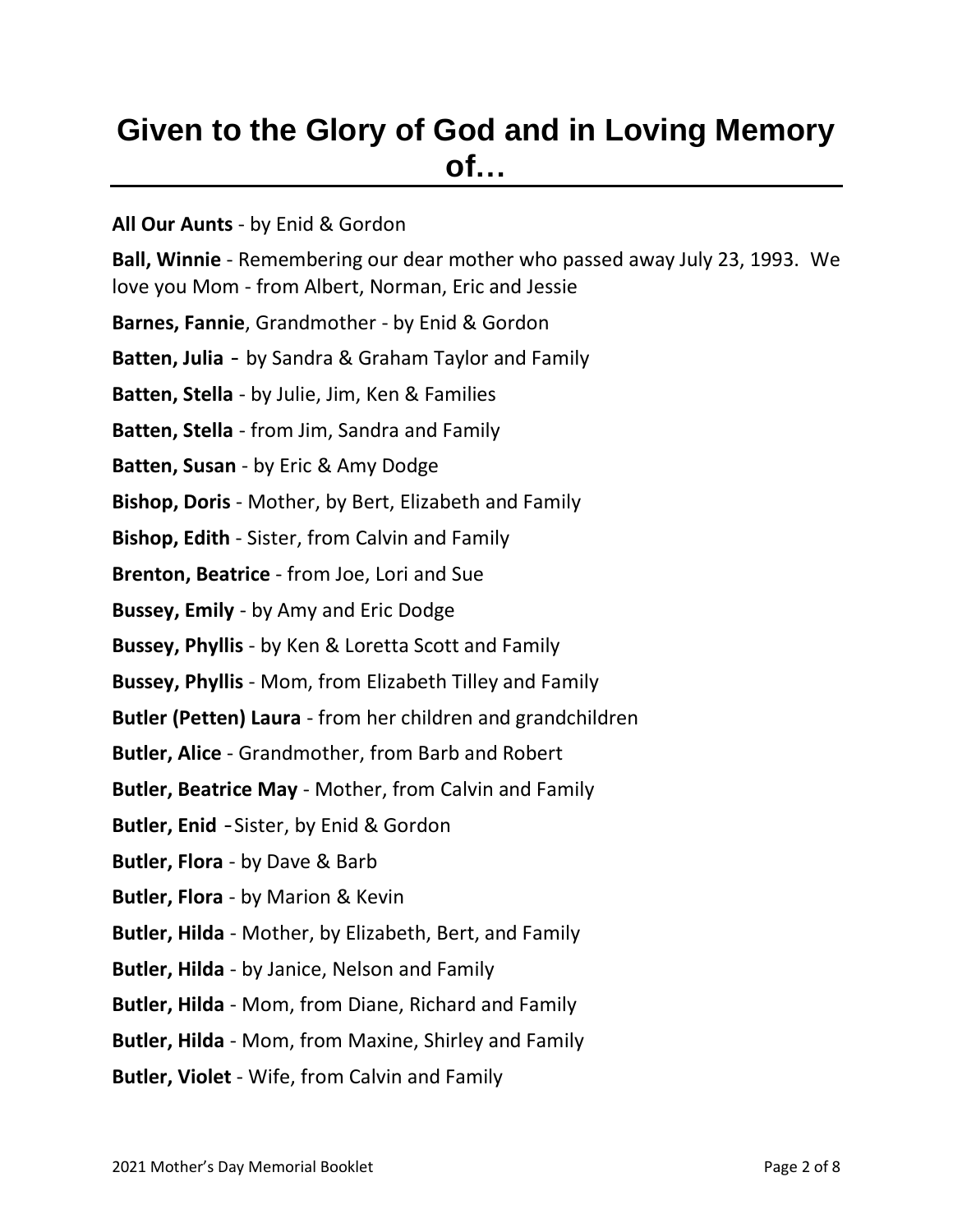# Given to the Glory of God and in Loving Memory of…

**All Our Aunts** - by Enid & Gordon

**Ball, Winnie** - Remembering our dear mother who passed away July 23, 1993. We love you Mom - from Albert, Norman, Eric and Jessie

**Barnes, Fannie**, Grandmother - by Enid & Gordon

**Batten, Julia** - by Sandra & Graham Taylor and Family

**Batten, Stella** - by Julie, Jim, Ken & Families

**Batten, Stella** - from Jim, Sandra and Family

**Batten, Susan** - by Eric & Amy Dodge

**Bishop, Doris** - Mother, by Bert, Elizabeth and Family

**Bishop, Edith** - Sister, from Calvin and Family

**Brenton, Beatrice** - from Joe, Lori and Sue

**Bussey, Emily** - by Amy and Eric Dodge

**Bussey, Phyllis** - by Ken & Loretta Scott and Family

**Bussey, Phyllis** - Mom, from Elizabeth Tilley and Family

**Butler (Petten) Laura** - from her children and grandchildren

**Butler, Alice** - Grandmother, from Barb and Robert

**Butler, Beatrice May** - Mother, from Calvin and Family

**Butler, Enid** - Sister, by Enid & Gordon

**Butler, Flora** - by Dave & Barb

**Butler, Flora** - by Marion & Kevin

**Butler, Hilda** - Mother, by Elizabeth, Bert, and Family

**Butler, Hilda** - by Janice, Nelson and Family

**Butler, Hilda** - Mom, from Diane, Richard and Family

**Butler, Hilda** - Mom, from Maxine, Shirley and Family

**Butler, Violet** - Wife, from Calvin and Family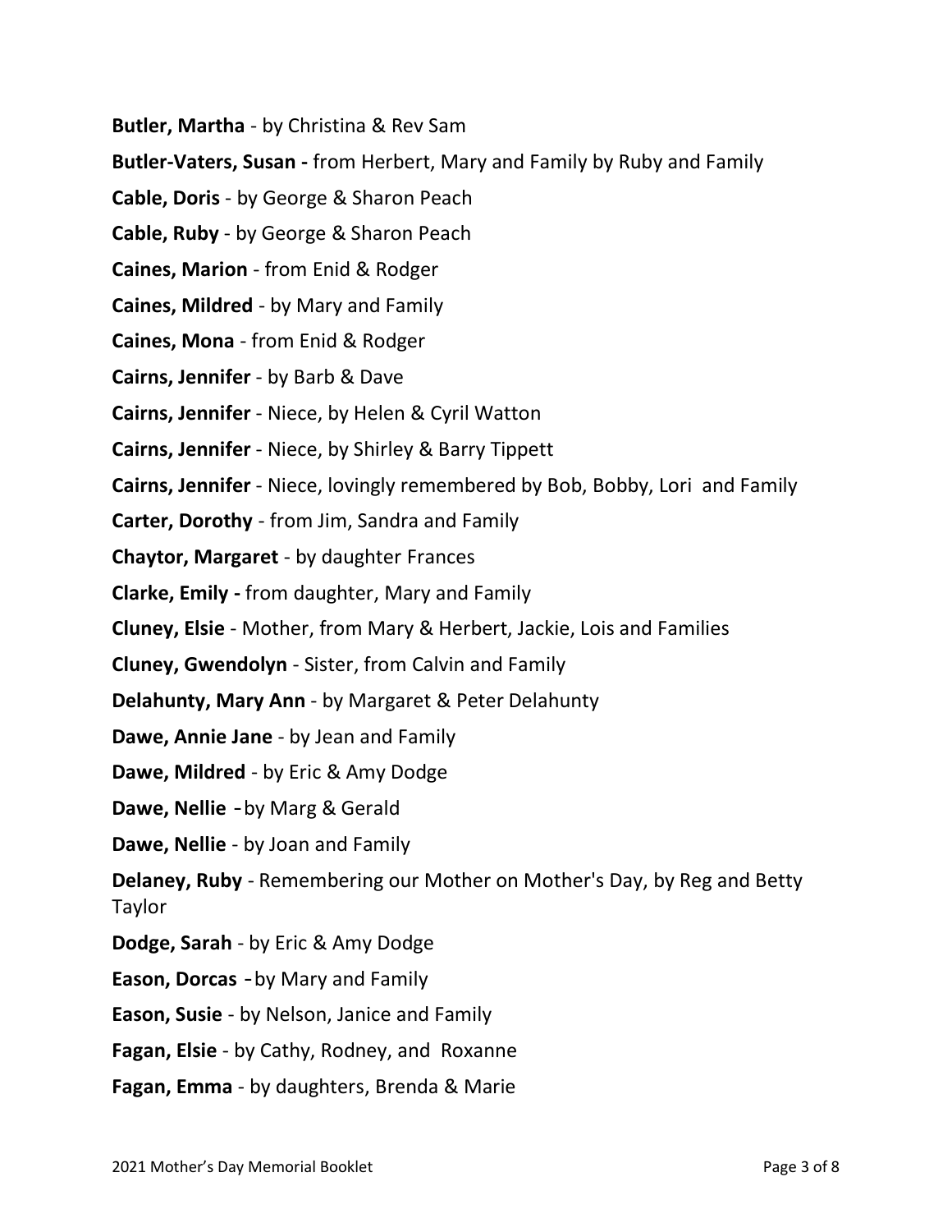**Butler, Martha** - by Christina & Rev Sam

**Butler-Vaters, Susan -** from Herbert, Mary and Family by Ruby and Family

**Cable, Doris** - by George & Sharon Peach

**Cable, Ruby** - by George & Sharon Peach

**Caines, Marion** - from Enid & Rodger

**Caines, Mildred** - by Mary and Family

**Caines, Mona** - from Enid & Rodger

**Cairns, Jennifer** - by Barb & Dave

**Cairns, Jennifer** - Niece, by Helen & Cyril Watton

**Cairns, Jennifer** - Niece, by Shirley & Barry Tippett

**Cairns, Jennifer** - Niece, lovingly remembered by Bob, Bobby, Lori and Family

**Carter, Dorothy** - from Jim, Sandra and Family

**Chaytor, Margaret** - by daughter Frances

**Clarke, Emily -** from daughter, Mary and Family

**Cluney, Elsie** - Mother, from Mary & Herbert, Jackie, Lois and Families

**Cluney, Gwendolyn** - Sister, from Calvin and Family

**Delahunty, Mary Ann** - by Margaret & Peter Delahunty

**Dawe, Annie Jane** - by Jean and Family

**Dawe, Mildred** - by Eric & Amy Dodge

**Dawe, Nellie** -by Marg & Gerald

**Dawe, Nellie** - by Joan and Family

**Delaney, Ruby** - Remembering our Mother on Mother's Day, by Reg and Betty Taylor

**Dodge, Sarah** - by Eric & Amy Dodge

**Eason, Dorcas** -by Mary and Family

**Eason, Susie** - by Nelson, Janice and Family

**Fagan, Elsie** - by Cathy, Rodney, and Roxanne

**Fagan, Emma** - by daughters, Brenda & Marie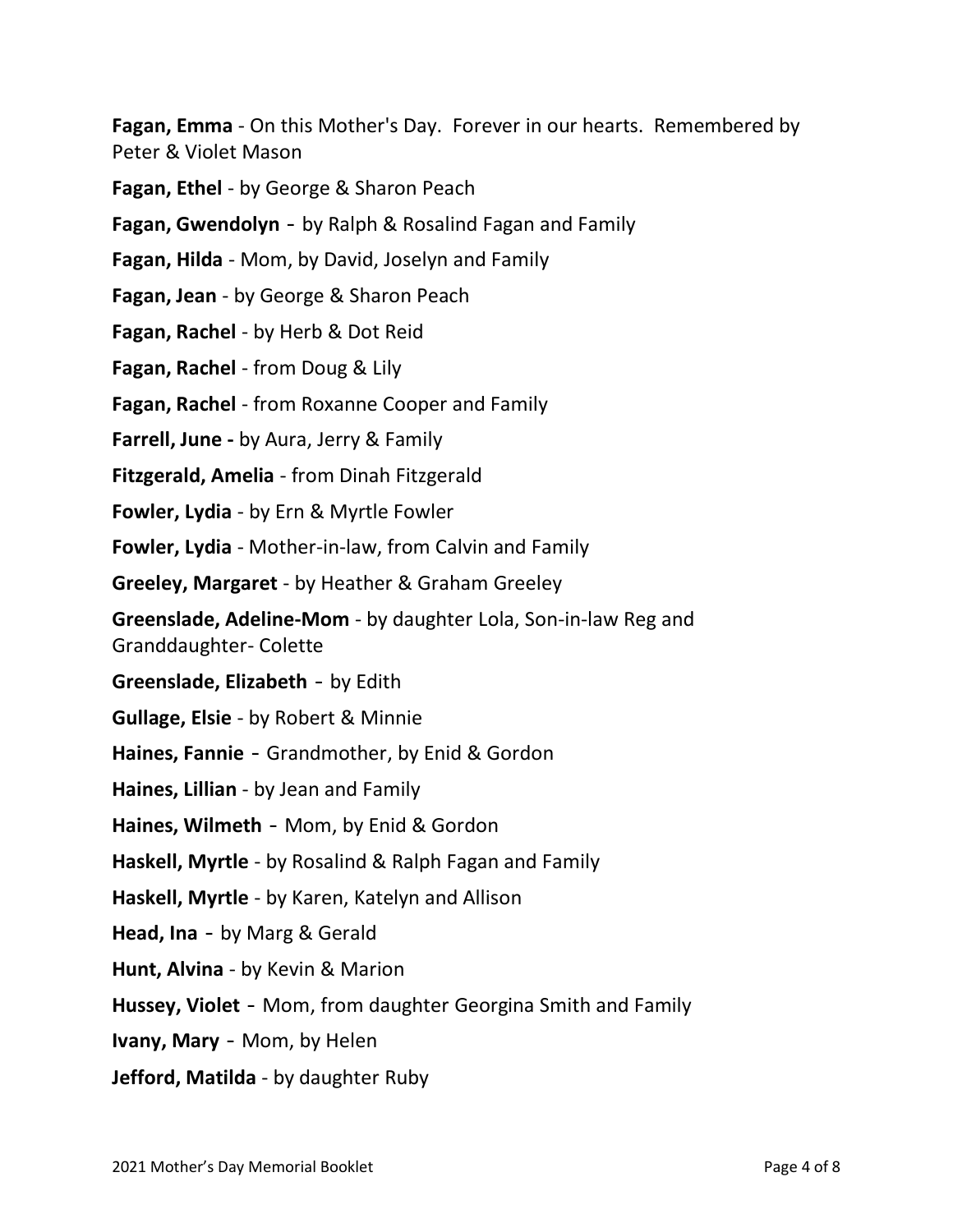**Fagan, Emma** - On this Mother's Day. Forever in our hearts. Remembered by Peter & Violet Mason

**Fagan, Ethel** - by George & Sharon Peach

**Fagan, Gwendolyn** - by Ralph & Rosalind Fagan and Family

**Fagan, Hilda** - Mom, by David, Joselyn and Family

**Fagan, Jean** - by George & Sharon Peach

**Fagan, Rachel** - by Herb & Dot Reid

**Fagan, Rachel** - from Doug & Lily

**Fagan, Rachel** - from Roxanne Cooper and Family

**Farrell, June -** by Aura, Jerry & Family

**Fitzgerald, Amelia** - from Dinah Fitzgerald

**Fowler, Lydia** - by Ern & Myrtle Fowler

**Fowler, Lydia** - Mother-in-law, from Calvin and Family

**Greeley, Margaret** - by Heather & Graham Greeley

**Greenslade, Adeline-Mom** - by daughter Lola, Son-in-law Reg and Granddaughter- Colette

**Greenslade, Elizabeth** - by Edith

**Gullage, Elsie** - by Robert & Minnie

**Haines, Fannie** - Grandmother, by Enid & Gordon

**Haines, Lillian** - by Jean and Family

**Haines, Wilmeth** - Mom, by Enid & Gordon

**Haskell, Myrtle** - by Rosalind & Ralph Fagan and Family

**Haskell, Myrtle** - by Karen, Katelyn and Allison

**Head, Ina** - by Marg & Gerald

**Hunt, Alvina** - by Kevin & Marion

**Hussey, Violet** - Mom, from daughter Georgina Smith and Family

**Ivany, Mary** - Mom, by Helen

**Jefford, Matilda** - by daughter Ruby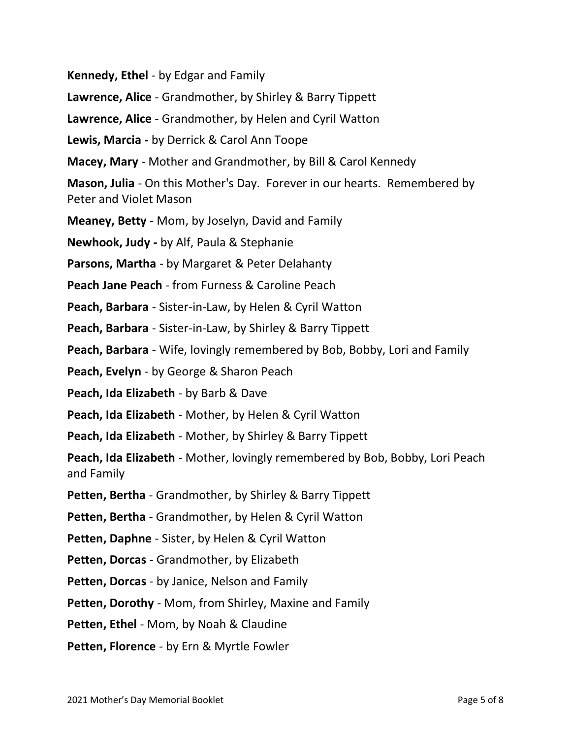**Kennedy, Ethel** - by Edgar and Family

**Lawrence, Alice** - Grandmother, by Shirley & Barry Tippett

**Lawrence, Alice** - Grandmother, by Helen and Cyril Watton

**Lewis, Marcia -** by Derrick & Carol Ann Toope

**Macey, Mary** - Mother and Grandmother, by Bill & Carol Kennedy

**Mason, Julia** - On this Mother's Day. Forever in our hearts. Remembered by Peter and Violet Mason

**Meaney, Betty** - Mom, by Joselyn, David and Family

**Newhook, Judy -** by Alf, Paula & Stephanie

**Parsons, Martha** - by Margaret & Peter Delahanty

**Peach Jane Peach** - from Furness & Caroline Peach

**Peach, Barbara** - Sister-in-Law, by Helen & Cyril Watton

**Peach, Barbara** - Sister-in-Law, by Shirley & Barry Tippett

**Peach, Barbara** - Wife, lovingly remembered by Bob, Bobby, Lori and Family

**Peach, Evelyn** - by George & Sharon Peach

**Peach, Ida Elizabeth** - by Barb & Dave

**Peach, Ida Elizabeth** - Mother, by Helen & Cyril Watton

**Peach, Ida Elizabeth** - Mother, by Shirley & Barry Tippett

**Peach, Ida Elizabeth** - Mother, lovingly remembered by Bob, Bobby, Lori Peach and Family

**Petten, Bertha** - Grandmother, by Shirley & Barry Tippett

**Petten, Bertha** - Grandmother, by Helen & Cyril Watton

**Petten, Daphne** - Sister, by Helen & Cyril Watton

**Petten, Dorcas** - Grandmother, by Elizabeth

**Petten, Dorcas** - by Janice, Nelson and Family

**Petten, Dorothy** - Mom, from Shirley, Maxine and Family

**Petten, Ethel** - Mom, by Noah & Claudine

**Petten, Florence** - by Ern & Myrtle Fowler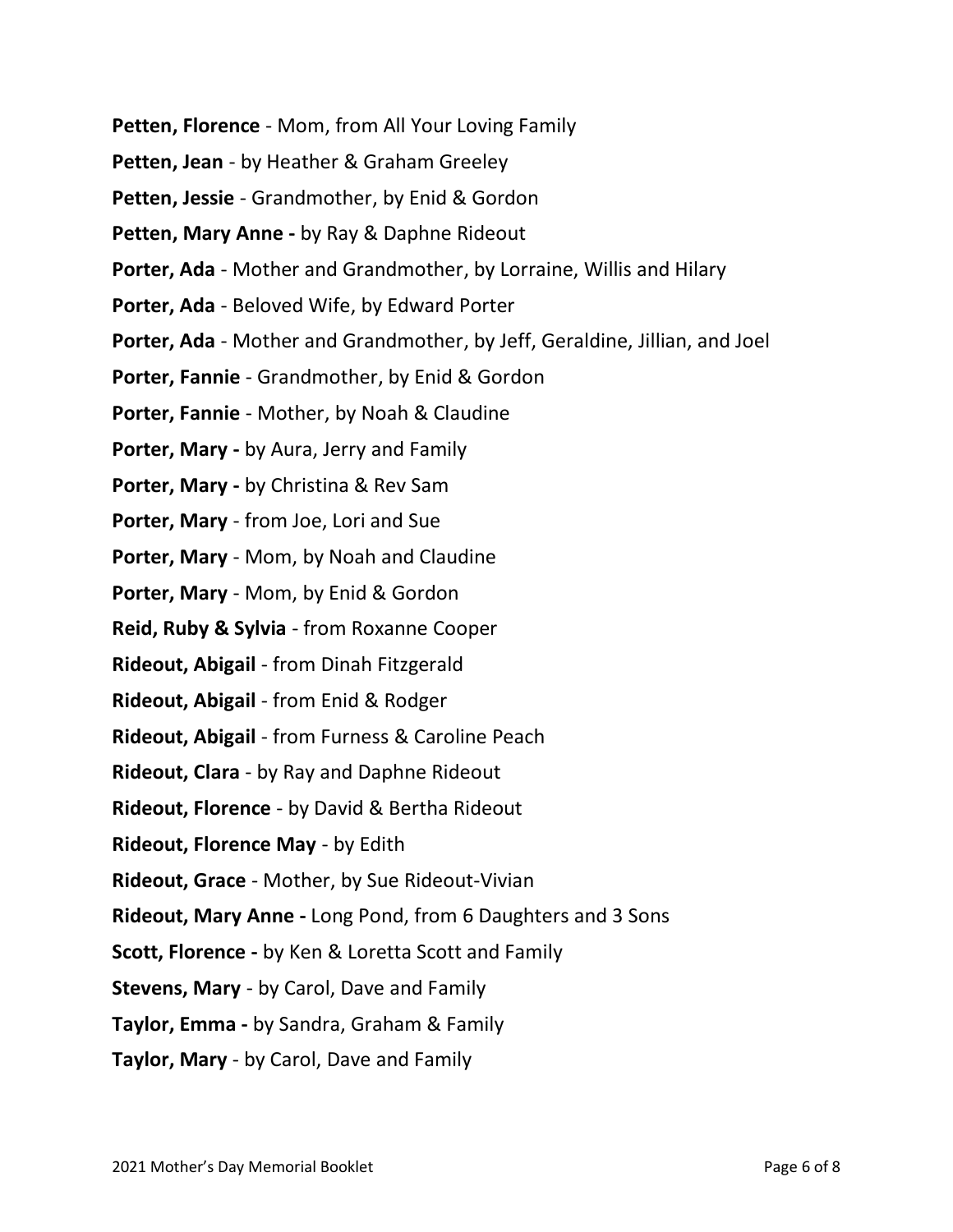**Petten, Florence** - Mom, from All Your Loving Family

**Petten, Jean** - by Heather & Graham Greeley

**Petten, Jessie** - Grandmother, by Enid & Gordon

**Petten, Mary Anne -** by Ray & Daphne Rideout

**Porter, Ada** - Mother and Grandmother, by Lorraine, Willis and Hilary

**Porter, Ada** - Beloved Wife, by Edward Porter

**Porter, Ada** - Mother and Grandmother, by Jeff, Geraldine, Jillian, and Joel

**Porter, Fannie** - Grandmother, by Enid & Gordon

**Porter, Fannie** - Mother, by Noah & Claudine

**Porter, Mary -** by Aura, Jerry and Family

**Porter, Mary -** by Christina & Rev Sam

**Porter, Mary** - from Joe, Lori and Sue

**Porter, Mary** - Mom, by Noah and Claudine

**Porter, Mary** - Mom, by Enid & Gordon

**Reid, Ruby & Sylvia** - from Roxanne Cooper

**Rideout, Abigail** - from Dinah Fitzgerald

**Rideout, Abigail** - from Enid & Rodger

**Rideout, Abigail** - from Furness & Caroline Peach

**Rideout, Clara** - by Ray and Daphne Rideout

**Rideout, Florence** - by David & Bertha Rideout

**Rideout, Florence May** - by Edith

**Rideout, Grace** - Mother, by Sue Rideout-Vivian

**Rideout, Mary Anne -** Long Pond, from 6 Daughters and 3 Sons

**Scott, Florence -** by Ken & Loretta Scott and Family

**Stevens, Mary** - by Carol, Dave and Family

**Taylor, Emma -** by Sandra, Graham & Family

**Taylor, Mary** - by Carol, Dave and Family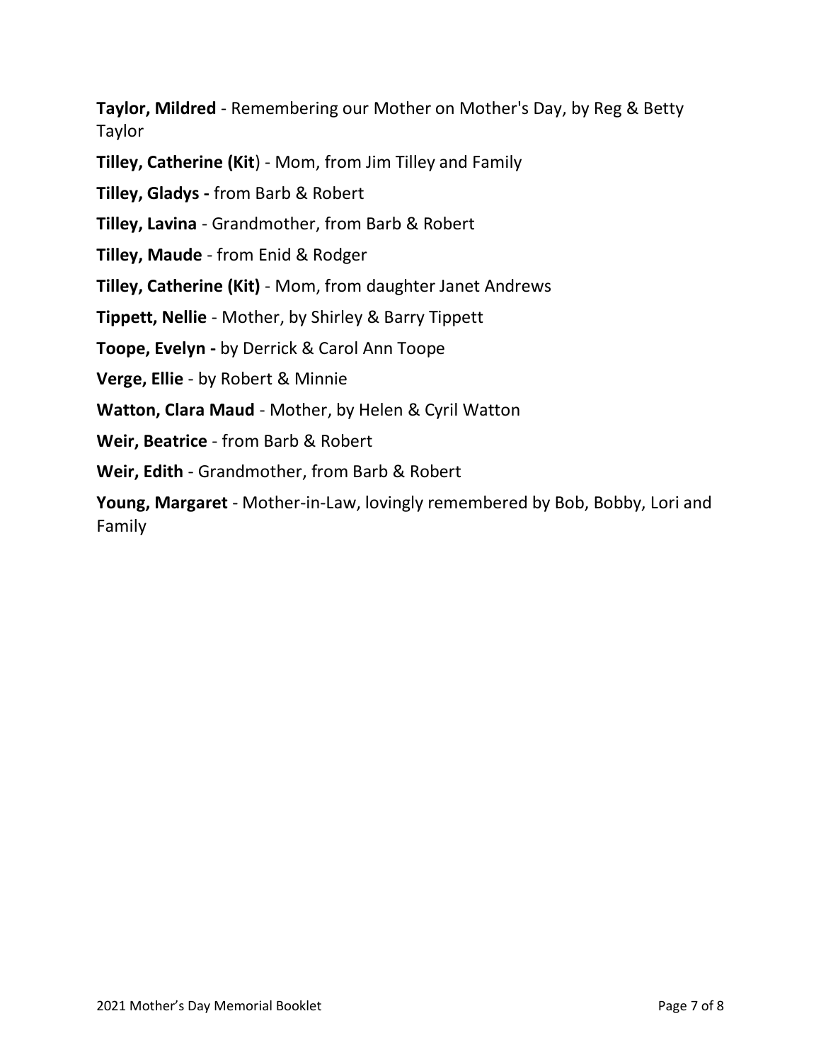**Taylor, Mildred** - Remembering our Mother on Mother's Day, by Reg & Betty Taylor

**Tilley, Catherine (Kit**) - Mom, from Jim Tilley and Family

**Tilley, Gladys -** from Barb & Robert

**Tilley, Lavina** - Grandmother, from Barb & Robert

**Tilley, Maude** - from Enid & Rodger

**Tilley, Catherine (Kit)** - Mom, from daughter Janet Andrews

**Tippett, Nellie** - Mother, by Shirley & Barry Tippett

**Toope, Evelyn -** by Derrick & Carol Ann Toope

**Verge, Ellie** - by Robert & Minnie

**Watton, Clara Maud** - Mother, by Helen & Cyril Watton

**Weir, Beatrice** - from Barb & Robert

**Weir, Edith** - Grandmother, from Barb & Robert

**Young, Margaret** - Mother-in-Law, lovingly remembered by Bob, Bobby, Lori and Family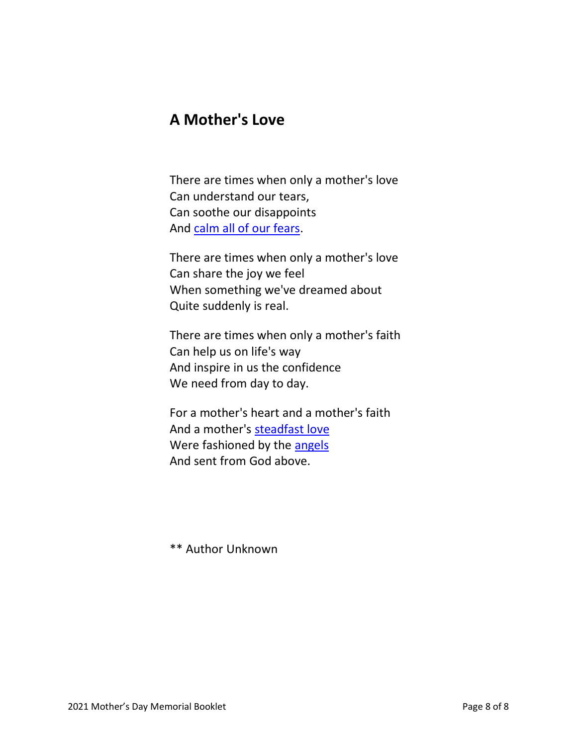## A Mother's Love

There are times when only a mother's love
Can understand our tears,
Can soothe our disappoints
And calm all of our fears.

There are times when only a mother's love
Can share the joy we feel
When something we've dreamed about
Quite suddenly is real.

There are times when only a mother's faith
Can help us on life's way
And inspire in us the confidence
We need from day to day.

For a mother's heart and a mother's faith
And a mother's steadfast love
Were fashioned by the angels
And sent from God above.

** Author Unknown